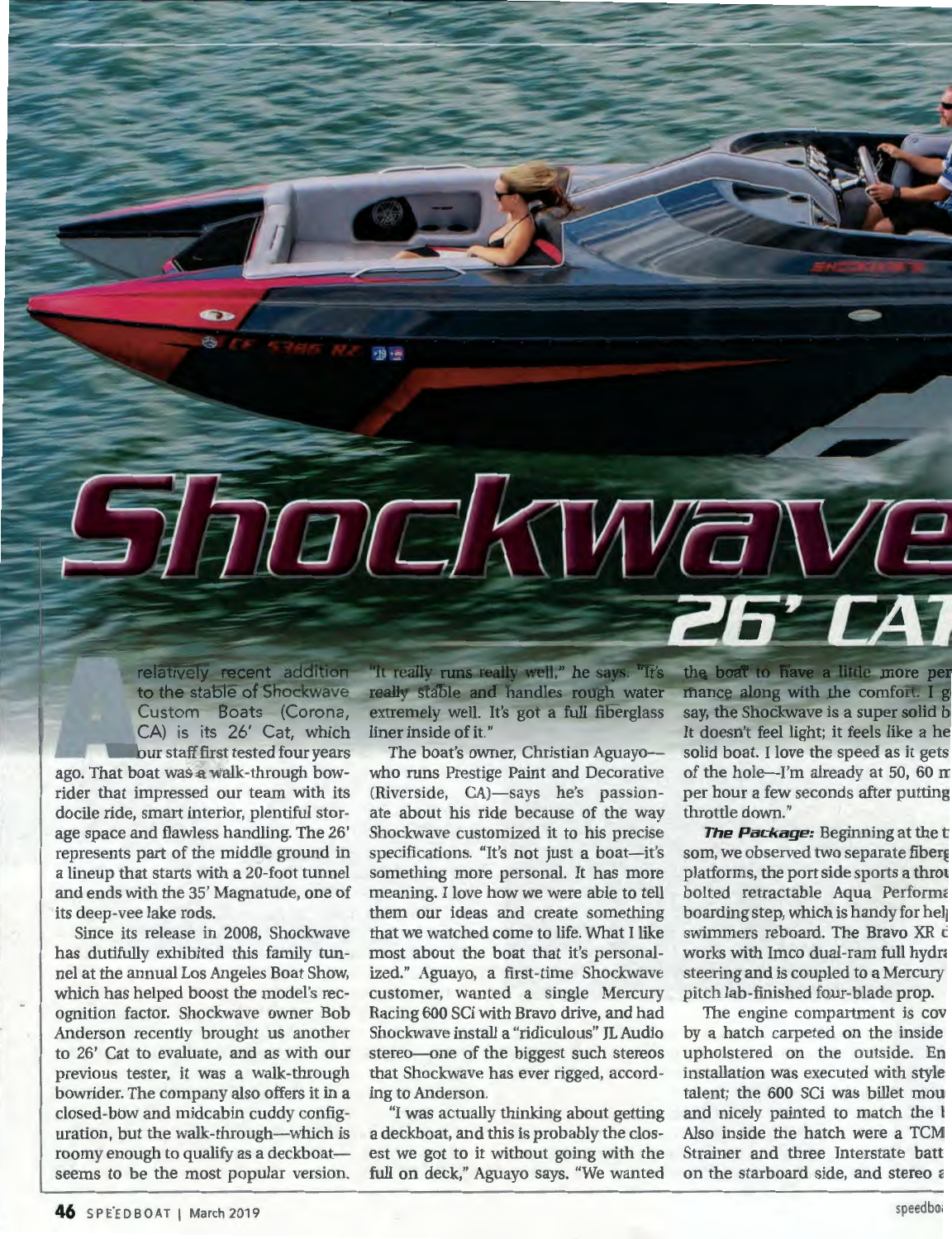# Shockwave

## 26' CAT

A relatively recent addition to the stable of Shockwave Custom Boats (Corona, CA) is its 26' Cat, which our staff first tested four years ago. That boat was a walk-through bowrider that impressed our team with its docile ride, smart interior, plentiful storage space and flawless handling. The 26' represents part of the middle ground in a lineup that starts with a 20-foot tunnel and ends with the 35' Magnatude, one of its deep-vee lake rods.

Since its release in 2008, Shockwave has dutifully exhibited this family tunnel at the annual Los Angeles Boat Show, which has helped boost the model's recognition factor. Shockwave owner Bob Anderson recently brought us another to 26' Cat to evaluate, and as with our previous tester, it was a walk-through bowrider. The company also offers it in a closed-bow and midcabin cuddy configuration, but the walk-through—which is roomy enough to qualify as a deckboat—seems to be the most popular version.

"It really runs really well," he says. "It's really stable and handles rough water extremely well. It's got a full fiberglass liner inside of it."

The boat's owner, Christian Aguayo—who runs Prestige Paint and Decorative (Riverside, CA)—says he's passionate about his ride because of the way Shockwave customized it to his precise specifications. "It's not just a boat—it's something more personal. It has more meaning. I love how we were able to tell them our ideas and create something that we watched come to life. What I like most about the boat that it's personalized." Aguayo, a first-time Shockwave customer, wanted a single Mercury Racing 600 SCi with Bravo drive, and had Shockwave install a "ridiculous" JL Audio stereo—one of the biggest such stereos that Shockwave has ever rigged, according to Anderson.

"I was actually thinking about getting a deckboat, and this is probably the closest we got to it without going with the full on deck," Aguayo says. "We wanted the boat to have a little more per mance along with the comfort. I g say, the Shockwave is a super solid b It doesn't feel light; it feels like a he solid boat. I love the speed as it gets of the hole—I'm already at 50, 60 m per hour a few seconds after putting throttle down."

***The Package:*** Beginning at the t som, we observed two separate fiberg platforms, the port side sports a throu bolted retractable Aqua Performa boarding step, which is handy for hel swimmers reboard. The Bravo XR d works with Imco dual-ram full hydra steering and is coupled to a Mercury pitch lab-finished four-blade prop.

The engine compartment is cov by a hatch carpeted on the inside upholstered on the outside. En installation was executed with style talent; the 600 SCi was billet mou and nicely painted to match the b Also inside the hatch were a TCM Strainer and three Interstate batt on the starboard side, and stereo a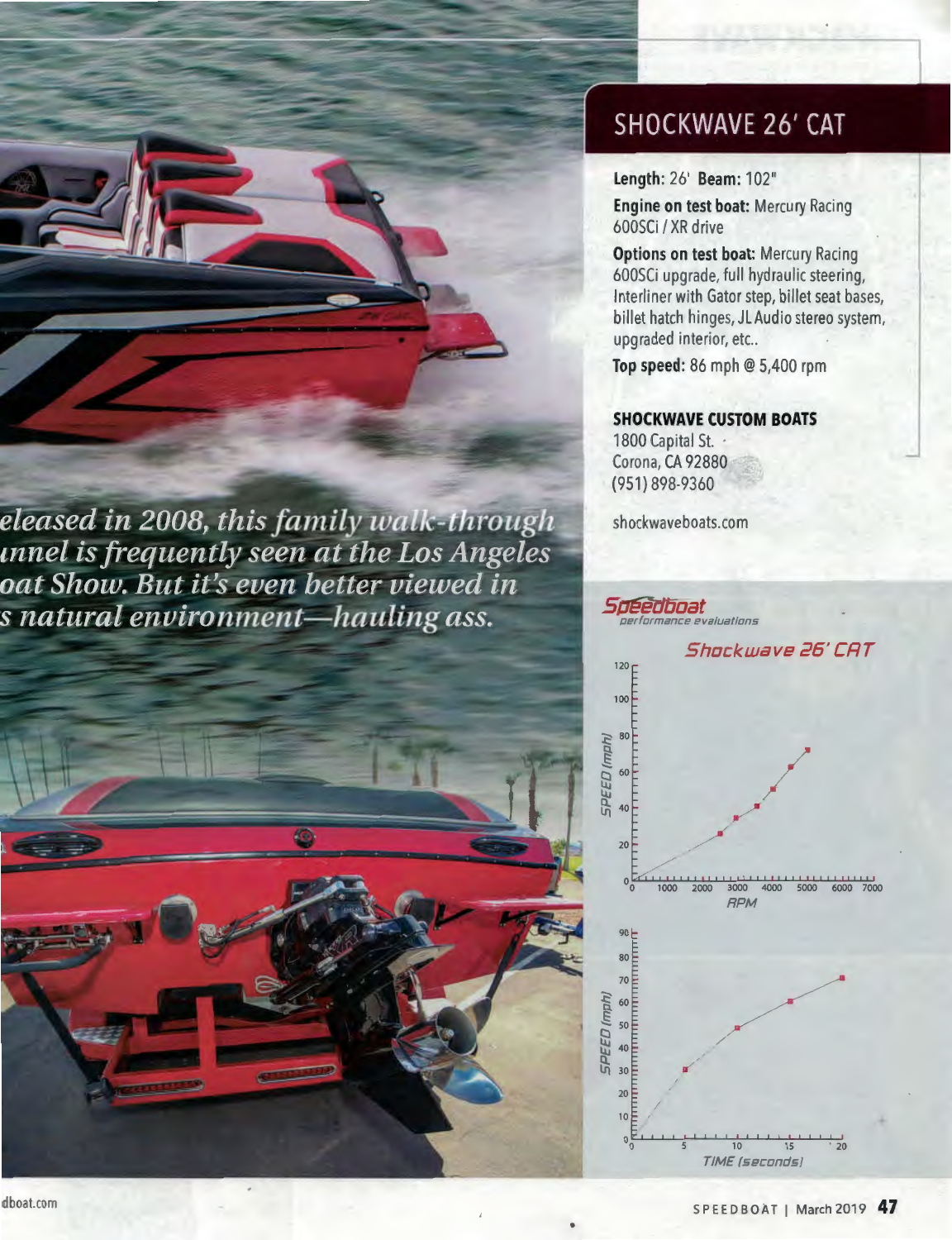*eleased in 2008, this family walk-through unnel is frequently seen at the Los Angeles oat Show. But it's even better viewed in s natural environment—hauling ass.*

## SHOCKWAVE 26' CAT

**Length:** 26' **Beam:** 102"

**Engine on test boat:** Mercury Racing 600SCi / XR drive

**Options on test boat:** Mercury Racing 600SCi upgrade, full hydraulic steering, Interliner with Gator step, billet seat bases, billet hatch hinges, JL Audio stereo system, upgraded interior, etc..

**Top speed:** 86 mph @ 5,400 rpm

**SHOCKWAVE CUSTOM BOATS**
1800 Capital St.
Corona, CA 92880
(951) 898-9360

shockwaveboats.com

*Speedboat performance evaluations*

*Shockwave 26' CAT*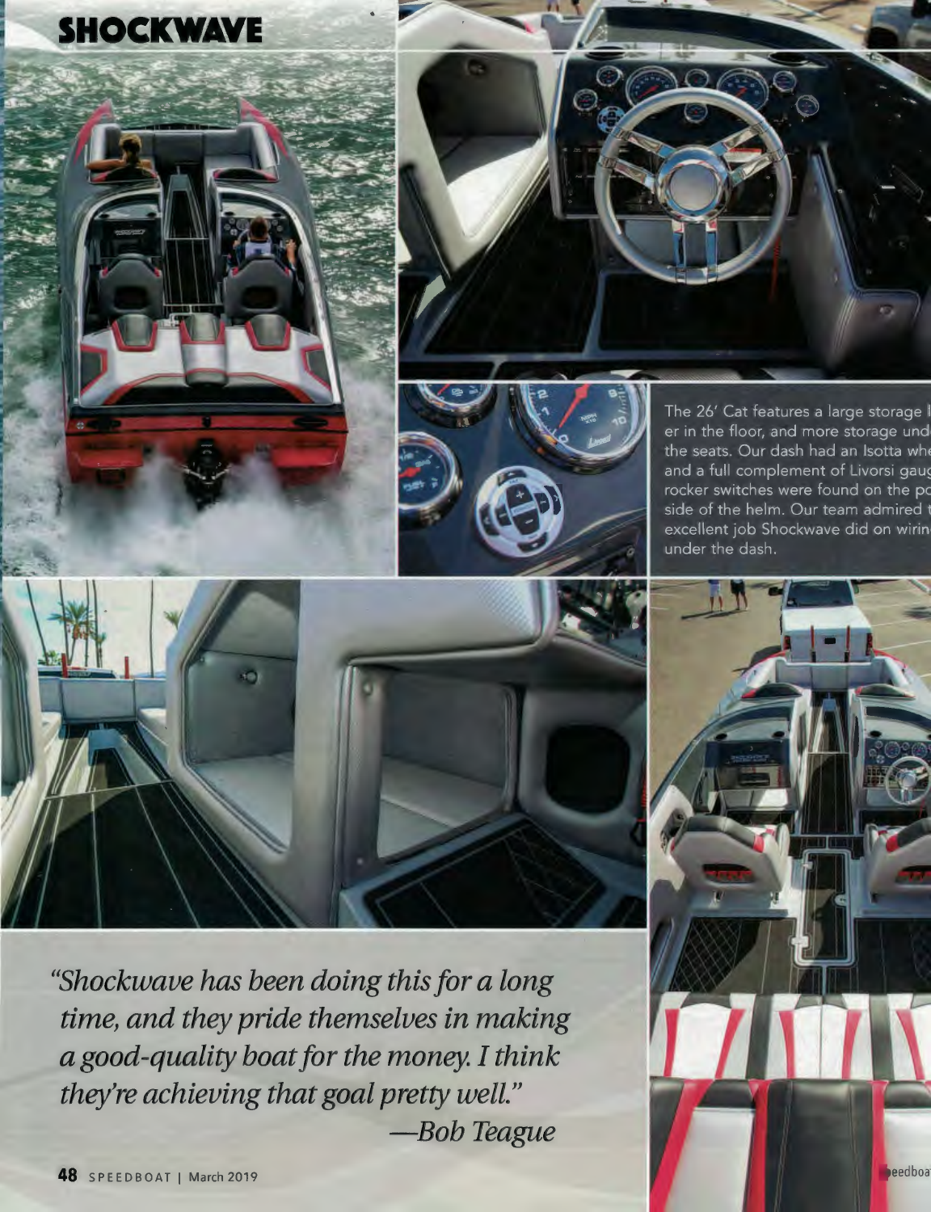# SHOCKWAVE

The 26' Cat features a large storage l er in the floor, and more storage und the seats. Our dash had an Isotta whe and a full complement of Livorsi gaug rocker switches were found on the po side of the helm. Our team admired t excellent job Shockwave did on wiring under the dash.

*"Shockwave has been doing this for a long time, and they pride themselves in making a good-quality boat for the money. I think they're achieving that goal pretty well."*

*—Bob Teague*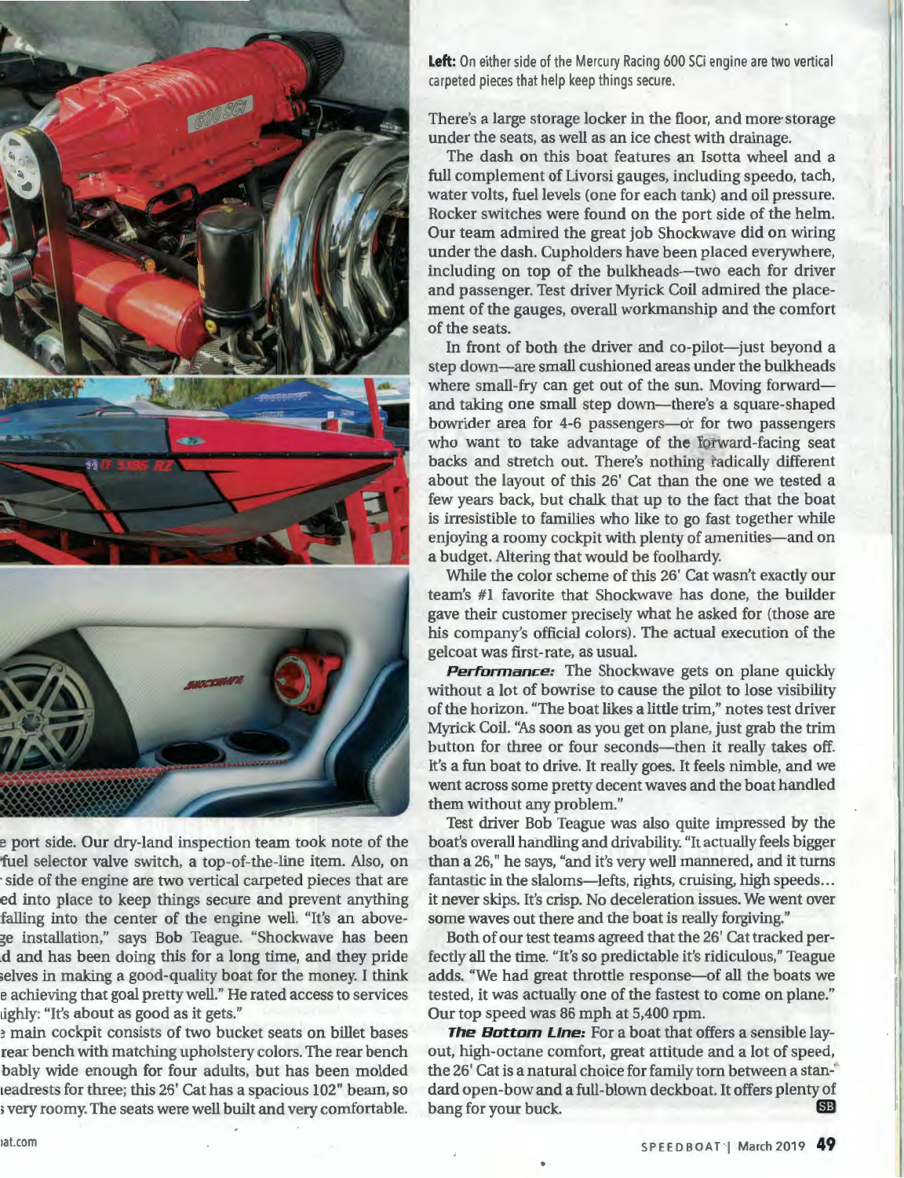**Left:** On either side of the Mercury Racing 600 SCi engine are two vertical carpeted pieces that help keep things secure.

e port side. Our dry-land inspection team took note of the fuel selector valve switch, a top-of-the-line item. Also, on side of the engine are two vertical carpeted pieces that are ed into place to keep things secure and prevent anything falling into the center of the engine well. "It's an above- ge installation," says Bob Teague. "Shockwave has been d and has been doing this for a long time, and they pride selves in making a good-quality boat for the money. I think e achieving that goal pretty well." He rated access to services ighly: "It's about as good as it gets."

main cockpit consists of two bucket seats on billet bases rear bench with matching upholstery colors. The rear bench bably wide enough for four adults, but has been molded eadrests for three; this 26' Cat has a spacious 102" beam, so very roomy. The seats were well built and very comfortable.

There's a large storage locker in the floor, and more storage under the seats, as well as an ice chest with drainage.

The dash on this boat features an Isotta wheel and a full complement of Livorsi gauges, including speedo, tach, water volts, fuel levels (one for each tank) and oil pressure. Rocker switches were found on the port side of the helm. Our team admired the great job Shockwave did on wiring under the dash. Cupholders have been placed everywhere, including on top of the bulkheads—two each for driver and passenger. Test driver Myrick Coil admired the placement of the gauges, overall workmanship and the comfort of the seats.

In front of both the driver and co-pilot—just beyond a step down—are small cushioned areas under the bulkheads where small-fry can get out of the sun. Moving forward—and taking one small step down—there's a square-shaped bowrider area for 4-6 passengers—or for two passengers who want to take advantage of the forward-facing seat backs and stretch out. There's nothing radically different about the layout of this 26' Cat than the one we tested a few years back, but chalk that up to the fact that the boat is irresistible to families who like to go fast together while enjoying a roomy cockpit with plenty of amenities—and on a budget. Altering that would be foolhardy.

While the color scheme of this 26' Cat wasn't exactly our team's #1 favorite that Shockwave has done, the builder gave their customer precisely what he asked for (those are his company's official colors). The actual execution of the gelcoat was first-rate, as usual.

***Performance:*** The Shockwave gets on plane quickly without a lot of bowrise to cause the pilot to lose visibility of the horizon. "The boat likes a little trim," notes test driver Myrick Coil. "As soon as you get on plane, just grab the trim button for three or four seconds—then it really takes off. It's a fun boat to drive. It really goes. It feels nimble, and we went across some pretty decent waves and the boat handled them without any problem."

Test driver Bob Teague was also quite impressed by the boat's overall handling and drivability. "It actually feels bigger than a 26," he says, "and it's very well mannered, and it turns fantastic in the slaloms—lefts, rights, cruising, high speeds... it never skips. It's crisp. No deceleration issues. We went over some waves out there and the boat is really forgiving."

Both of our test teams agreed that the 26' Cat tracked perfectly all the time. "It's so predictable it's ridiculous," Teague adds. "We had great throttle response—of all the boats we tested, it was actually one of the fastest to come on plane." Our top speed was 86 mph at 5,400 rpm.

***The Bottom Line:*** For a boat that offers a sensible layout, high-octane comfort, great attitude and a lot of speed, the 26' Cat is a natural choice for family torn between a standard open-bow and a full-blown deckboat. It offers plenty of bang for your buck. SB